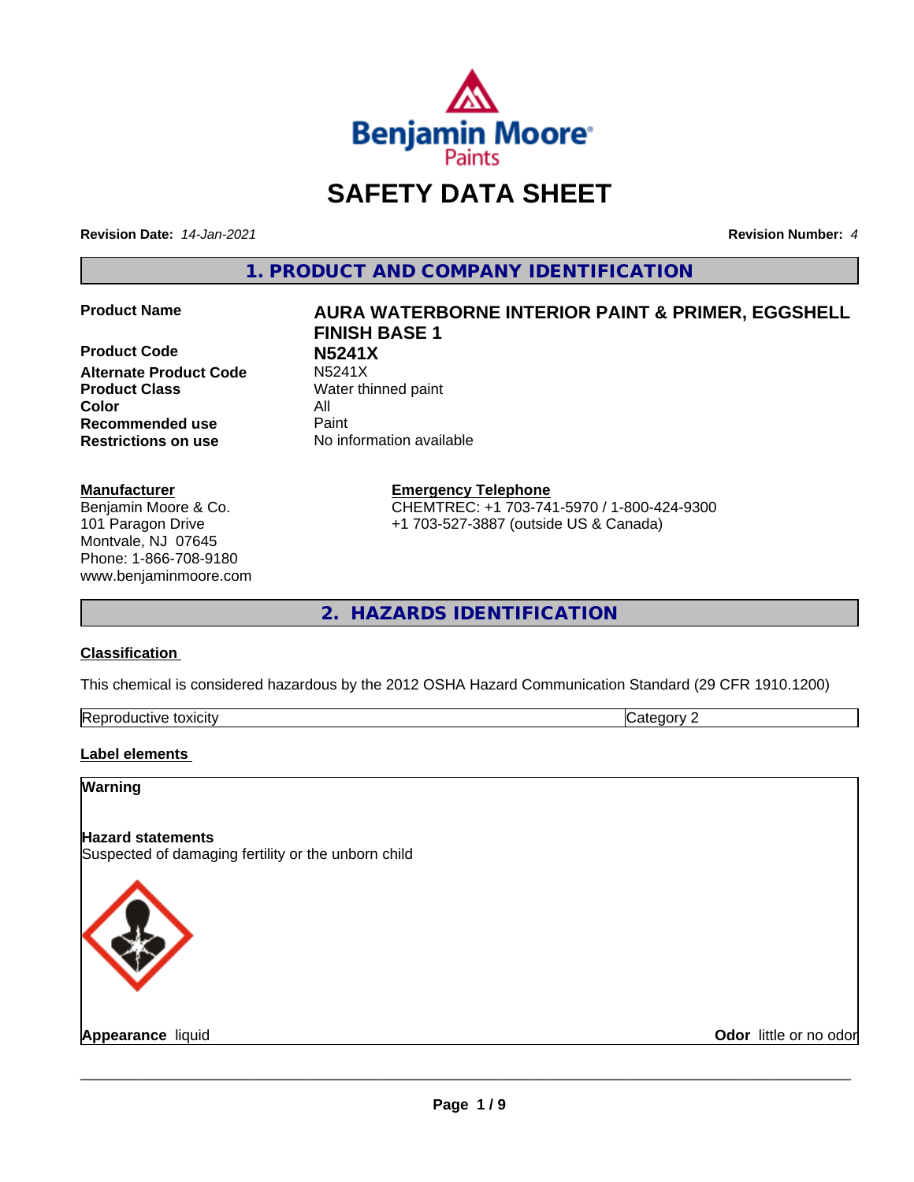# SAFETY DATA SHEET

**Revision Date:** *14-Jan-2021* **Revision Number:** *4*

## 1. PRODUCT AND COMPANY IDENTIFICATION

| | |
|---|---|
| **Product Name** | **AURA WATERBORNE INTERIOR PAINT & PRIMER, EGGSHELL FINISH BASE 1** |
| **Product Code** | **N5241X** |
| **Alternate Product Code** | N5241X |
| **Product Class** | Water thinned paint |
| **Color** | All |
| **Recommended use** | Paint |
| **Restrictions on use** | No information available |

**Manufacturer**
Benjamin Moore & Co.
101 Paragon Drive
Montvale, NJ 07645
Phone: 1-866-708-9180
www.benjaminmoore.com

**Emergency Telephone**
CHEMTREC: +1 703-741-5970 / 1-800-424-9300
+1 703-527-3887 (outside US & Canada)

## 2. HAZARDS IDENTIFICATION

**Classification**

This chemical is considered hazardous by the 2012 OSHA Hazard Communication Standard (29 CFR 1910.1200)

| Reproductive toxicity | Category 2 |
|---|---|

**Label elements**

**Warning**

**Hazard statements**
Suspected of damaging fertility or the unborn child

**Appearance** liquid **Odor** little or no odor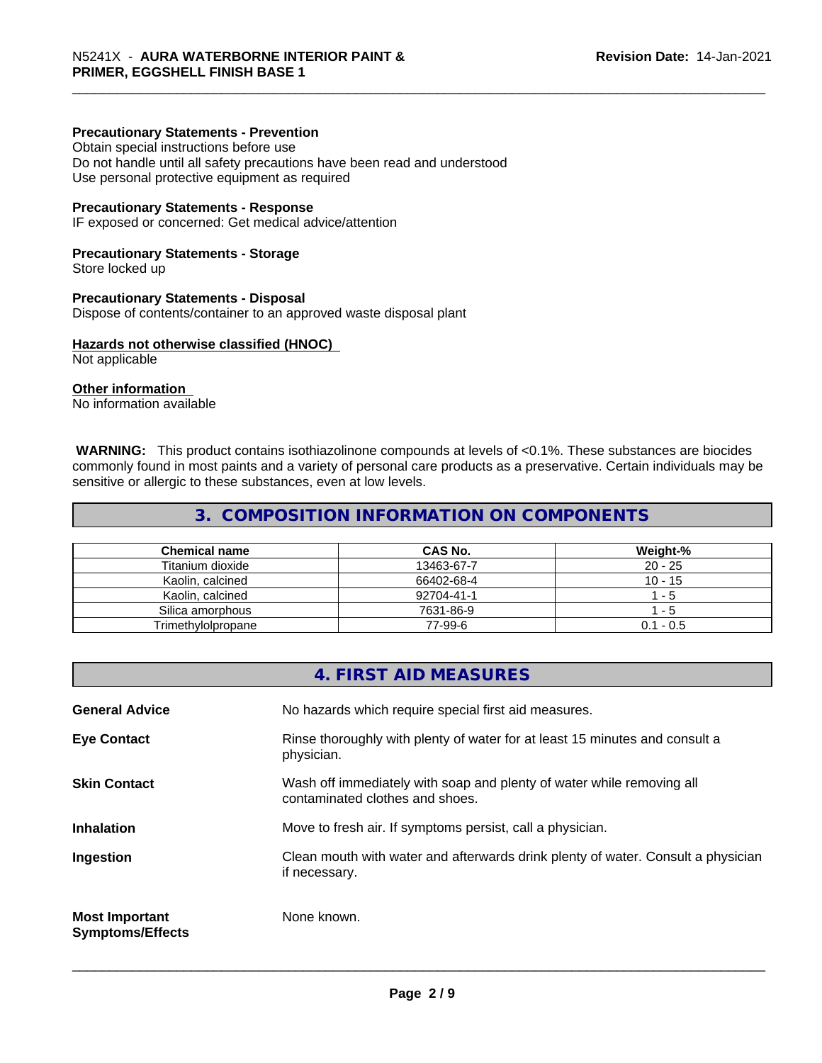### Precautionary Statements - Prevention

Obtain special instructions before use
Do not handle until all safety precautions have been read and understood
Use personal protective equipment as required

### Precautionary Statements - Response

IF exposed or concerned: Get medical advice/attention

### Precautionary Statements - Storage

Store locked up

### Precautionary Statements - Disposal

Dispose of contents/container to an approved waste disposal plant

### Hazards not otherwise classified (HNOC)

Not applicable

### Other information

No information available

**WARNING:** This product contains isothiazolinone compounds at levels of <0.1%. These substances are biocides commonly found in most paints and a variety of personal care products as a preservative. Certain individuals may be sensitive or allergic to these substances, even at low levels.

## 3. COMPOSITION INFORMATION ON COMPONENTS

| Chemical name | CAS No. | Weight-% |
|---|---|---|
| Titanium dioxide | 13463-67-7 | 20 - 25 |
| Kaolin, calcined | 66402-68-4 | 10 - 15 |
| Kaolin, calcined | 92704-41-1 | 1 - 5 |
| Silica amorphous | 7631-86-9 | 1 - 5 |
| Trimethylolpropane | 77-99-6 | 0.1 - 0.5 |

## 4. FIRST AID MEASURES

**General Advice** No hazards which require special first aid measures.

**Eye Contact** Rinse thoroughly with plenty of water for at least 15 minutes and consult a physician.

**Skin Contact** Wash off immediately with soap and plenty of water while removing all contaminated clothes and shoes.

**Inhalation** Move to fresh air. If symptoms persist, call a physician.

**Ingestion** Clean mouth with water and afterwards drink plenty of water. Consult a physician if necessary.

**Most Important Symptoms/Effects** None known.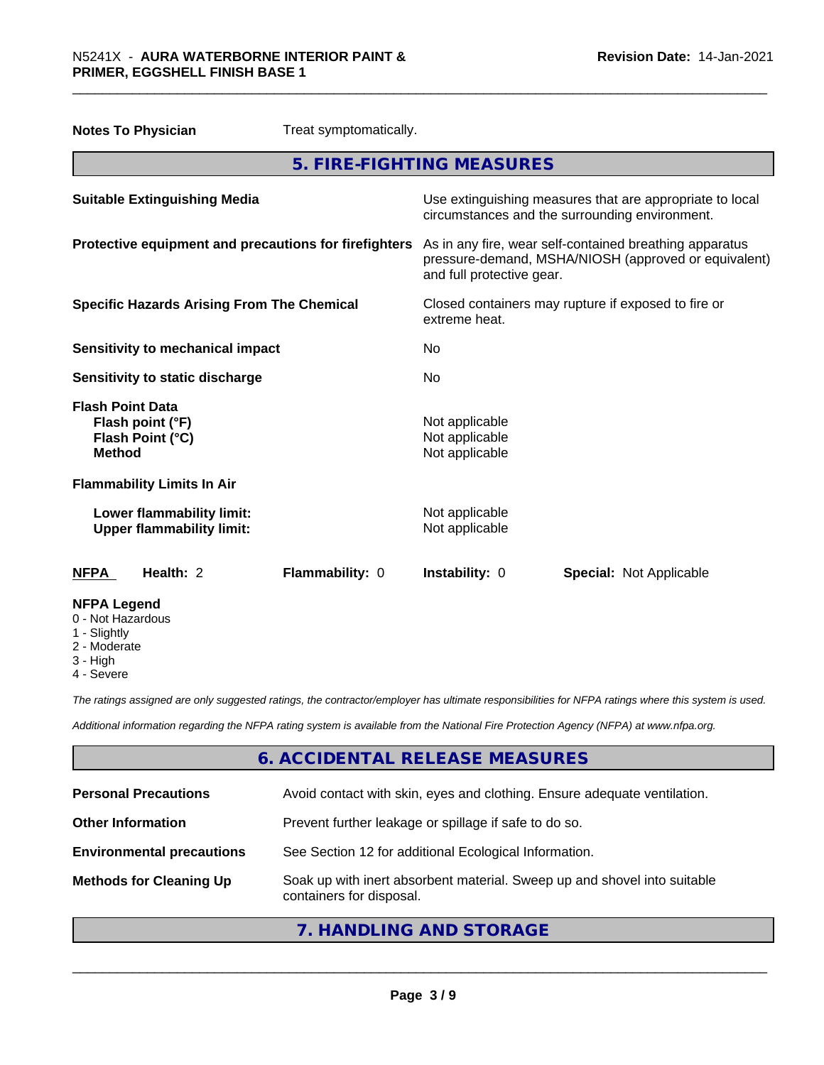**Notes To Physician** Treat symptomatically.

## 5. FIRE-FIGHTING MEASURES

| | |
|---|---|
| **Suitable Extinguishing Media** | Use extinguishing measures that are appropriate to local circumstances and the surrounding environment. |
| **Protective equipment and precautions for firefighters** | As in any fire, wear self-contained breathing apparatus pressure-demand, MSHA/NIOSH (approved or equivalent) and full protective gear. |
| **Specific Hazards Arising From The Chemical** | Closed containers may rupture if exposed to fire or extreme heat. |
| **Sensitivity to mechanical impact** | No |
| **Sensitivity to static discharge** | No |

**Flash Point Data**

| | |
|---|---|
| **Flash point (°F)** | Not applicable |
| **Flash Point (°C)** | Not applicable |
| **Method** | Not applicable |

**Flammability Limits In Air**

| | |
|---|---|
| **Lower flammability limit:** | Not applicable |
| **Upper flammability limit:** | Not applicable |

| **NFPA** | **Health:** 2 | **Flammability:** 0 | **Instability:** 0 | **Special:** Not Applicable |
|---|---|---|---|---|

**NFPA Legend**
- 0 - Not Hazardous
- 1 - Slightly
- 2 - Moderate
- 3 - High
- 4 - Severe

*The ratings assigned are only suggested ratings, the contractor/employer has ultimate responsibilities for NFPA ratings where this system is used.*

*Additional information regarding the NFPA rating system is available from the National Fire Protection Agency (NFPA) at www.nfpa.org.*

## 6. ACCIDENTAL RELEASE MEASURES

| | |
|---|---|
| **Personal Precautions** | Avoid contact with skin, eyes and clothing. Ensure adequate ventilation. |
| **Other Information** | Prevent further leakage or spillage if safe to do so. |
| **Environmental precautions** | See Section 12 for additional Ecological Information. |
| **Methods for Cleaning Up** | Soak up with inert absorbent material. Sweep up and shovel into suitable containers for disposal. |

## 7. HANDLING AND STORAGE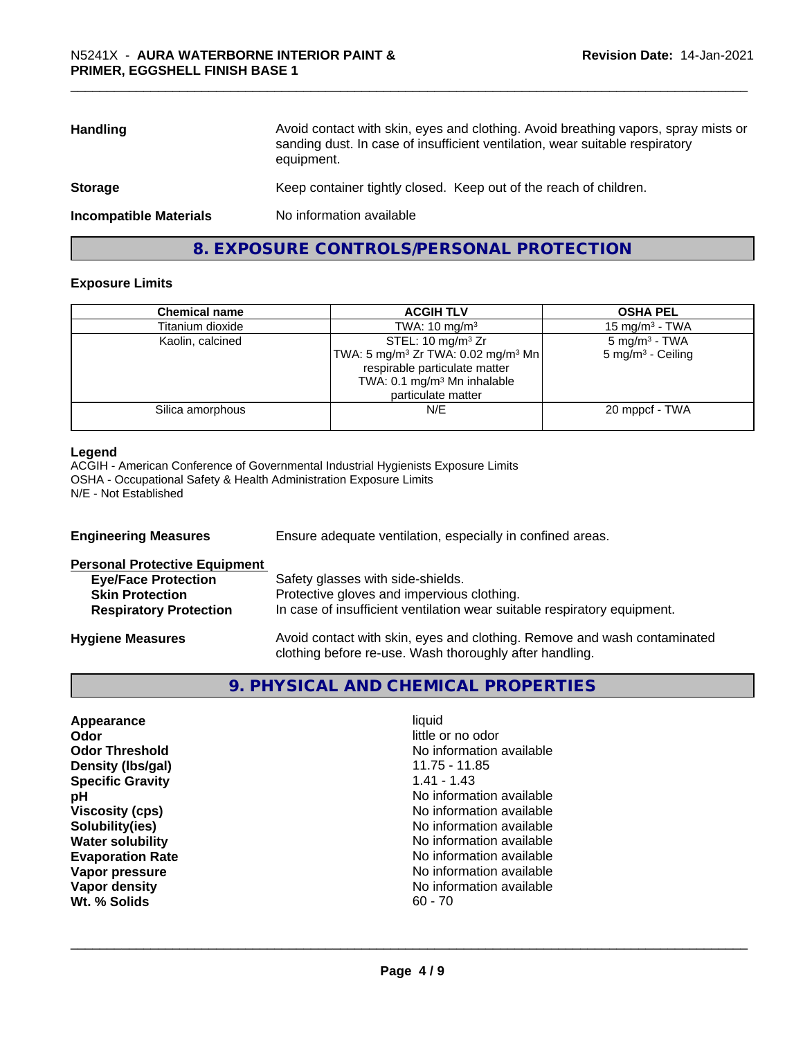| | |
|---|---|
| **Handling** | Avoid contact with skin, eyes and clothing. Avoid breathing vapors, spray mists or sanding dust. In case of insufficient ventilation, wear suitable respiratory equipment. |
| **Storage** | Keep container tightly closed. Keep out of the reach of children. |
| **Incompatible Materials** | No information available |

## 8. EXPOSURE CONTROLS/PERSONAL PROTECTION

### Exposure Limits

| Chemical name | ACGIH TLV | OSHA PEL |
|---|---|---|
| Titanium dioxide | TWA: 10 mg/m³ | 15 mg/m³ - TWA |
| Kaolin, calcined | STEL: 10 mg/m³ Zr<br>TWA: 5 mg/m³ Zr TWA: 0.02 mg/m³ Mn respirable particulate matter<br>TWA: 0.1 mg/m³ Mn inhalable particulate matter | 5 mg/m³ - TWA<br>5 mg/m³ - Ceiling |
| Silica amorphous | N/E | 20 mppcf - TWA |

**Legend**
ACGIH - American Conference of Governmental Industrial Hygienists Exposure Limits
OSHA - Occupational Safety & Health Administration Exposure Limits
N/E - Not Established

**Engineering Measures** Ensure adequate ventilation, especially in confined areas.

**Personal Protective Equipment**

| | |
|---|---|
| **Eye/Face Protection** | Safety glasses with side-shields. |
| **Skin Protection** | Protective gloves and impervious clothing. |
| **Respiratory Protection** | In case of insufficient ventilation wear suitable respiratory equipment. |

**Hygiene Measures** Avoid contact with skin, eyes and clothing. Remove and wash contaminated clothing before re-use. Wash thoroughly after handling.

## 9. PHYSICAL AND CHEMICAL PROPERTIES

| | |
|---|---|
| **Appearance** | liquid |
| **Odor** | little or no odor |
| **Odor Threshold** | No information available |
| **Density (lbs/gal)** | 11.75 - 11.85 |
| **Specific Gravity** | 1.41 - 1.43 |
| **pH** | No information available |
| **Viscosity (cps)** | No information available |
| **Solubility(ies)** | No information available |
| **Water solubility** | No information available |
| **Evaporation Rate** | No information available |
| **Vapor pressure** | No information available |
| **Vapor density** | No information available |
| **Wt. % Solids** | 60 - 70 |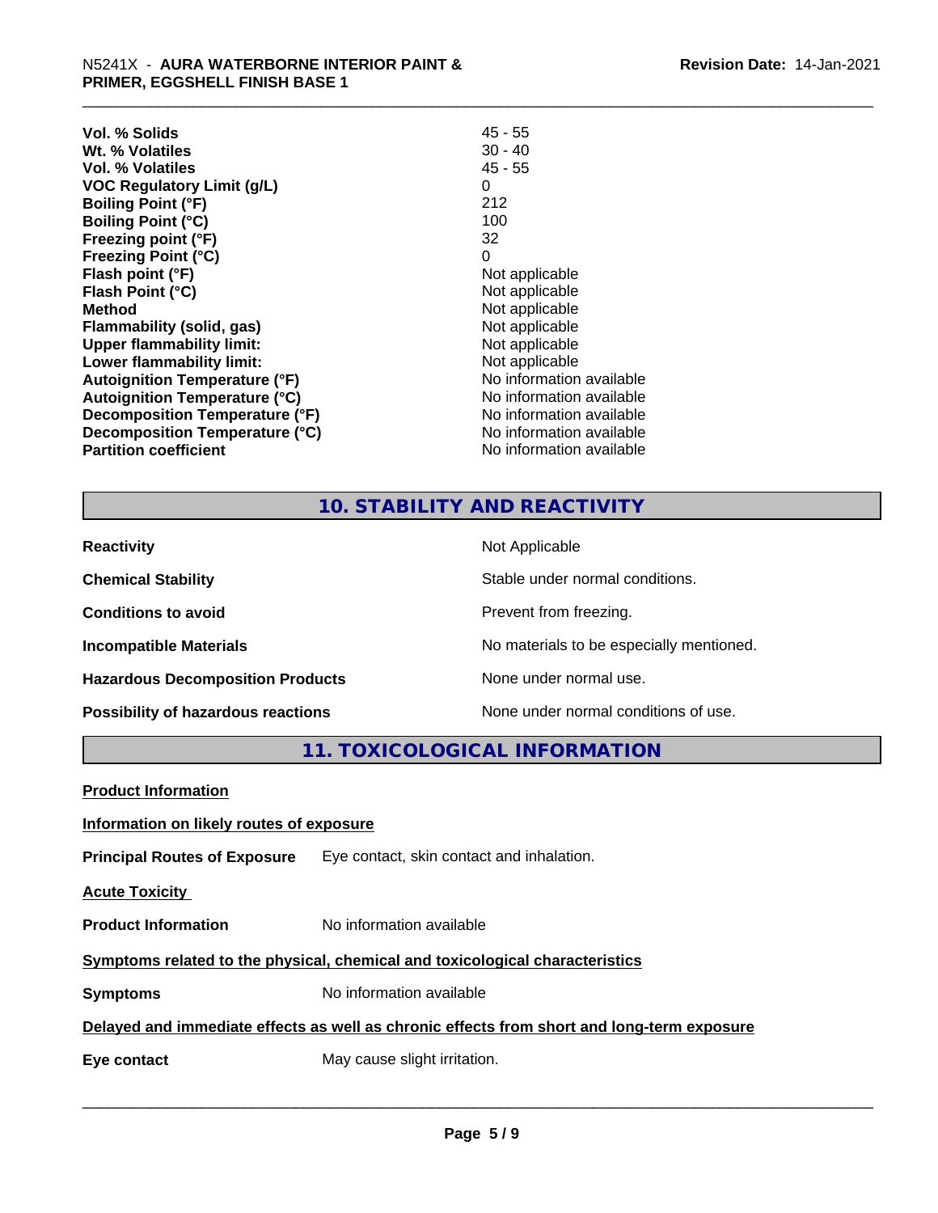| | |
|---|---|
| **Vol. % Solids** | 45 - 55 |
| **Wt. % Volatiles** | 30 - 40 |
| **Vol. % Volatiles** | 45 - 55 |
| **VOC Regulatory Limit (g/L)** | 0 |
| **Boiling Point (°F)** | 212 |
| **Boiling Point (°C)** | 100 |
| **Freezing point (°F)** | 32 |
| **Freezing Point (°C)** | 0 |
| **Flash point (°F)** | Not applicable |
| **Flash Point (°C)** | Not applicable |
| **Method** | Not applicable |
| **Flammability (solid, gas)** | Not applicable |
| **Upper flammability limit:** | Not applicable |
| **Lower flammability limit:** | Not applicable |
| **Autoignition Temperature (°F)** | No information available |
| **Autoignition Temperature (°C)** | No information available |
| **Decomposition Temperature (°F)** | No information available |
| **Decomposition Temperature (°C)** | No information available |
| **Partition coefficient** | No information available |

## 10. STABILITY AND REACTIVITY

| | |
|---|---|
| **Reactivity** | Not Applicable |
| **Chemical Stability** | Stable under normal conditions. |
| **Conditions to avoid** | Prevent from freezing. |
| **Incompatible Materials** | No materials to be especially mentioned. |
| **Hazardous Decomposition Products** | None under normal use. |
| **Possibility of hazardous reactions** | None under normal conditions of use. |

## 11. TOXICOLOGICAL INFORMATION

**Product Information**

**Information on likely routes of exposure**

**Principal Routes of Exposure** Eye contact, skin contact and inhalation.

**Acute Toxicity**

**Product Information** No information available

**Symptoms related to the physical, chemical and toxicological characteristics**

**Symptoms** No information available

**Delayed and immediate effects as well as chronic effects from short and long-term exposure**

**Eye contact** May cause slight irritation.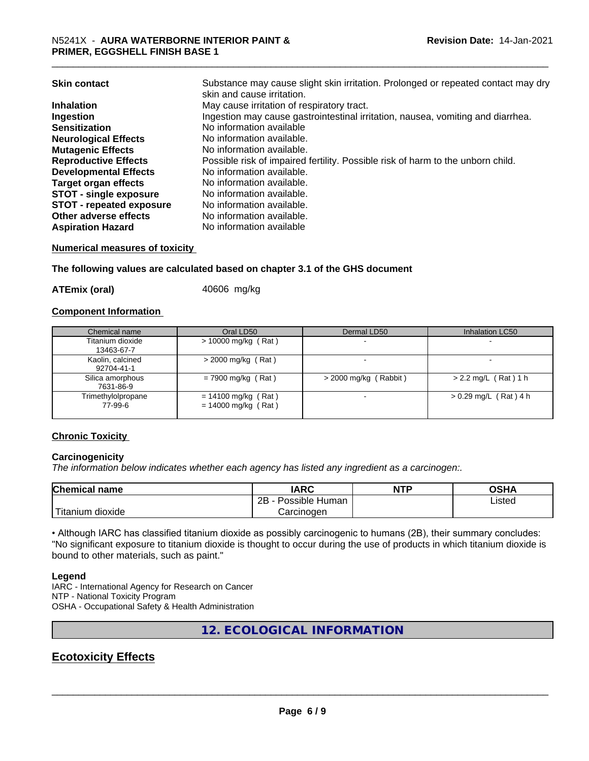| | |
|---|---|
| **Skin contact** | Substance may cause slight skin irritation. Prolonged or repeated contact may dry skin and cause irritation. |
| **Inhalation** | May cause irritation of respiratory tract. |
| **Ingestion** | Ingestion may cause gastrointestinal irritation, nausea, vomiting and diarrhea. |
| **Sensitization** | No information available |
| **Neurological Effects** | No information available. |
| **Mutagenic Effects** | No information available. |
| **Reproductive Effects** | Possible risk of impaired fertility. Possible risk of harm to the unborn child. |
| **Developmental Effects** | No information available. |
| **Target organ effects** | No information available. |
| **STOT - single exposure** | No information available. |
| **STOT - repeated exposure** | No information available. |
| **Other adverse effects** | No information available. |
| **Aspiration Hazard** | No information available |

**Numerical measures of toxicity**

**The following values are calculated based on chapter 3.1 of the GHS document**

**ATEmix (oral)** 40606 mg/kg

**Component Information**

| Chemical name | Oral LD50 | Dermal LD50 | Inhalation LC50 |
|---|---|---|---|
| Titanium dioxide 13463-67-7 | > 10000 mg/kg ( Rat ) | - | - |
| Kaolin, calcined 92704-41-1 | > 2000 mg/kg ( Rat ) | - | - |
| Silica amorphous 7631-86-9 | = 7900 mg/kg ( Rat ) | > 2000 mg/kg ( Rabbit ) | > 2.2 mg/L ( Rat ) 1 h |
| Trimethylolpropane 77-99-6 | = 14100 mg/kg ( Rat ) = 14000 mg/kg ( Rat ) | - | > 0.29 mg/L ( Rat ) 4 h |

**Chronic Toxicity**

**Carcinogenicity**

*The information below indicates whether each agency has listed any ingredient as a carcinogen:.*

| Chemical name | IARC | NTP | OSHA |
|---|---|---|---|
| Titanium dioxide | 2B - Possible Human Carcinogen | | Listed |

• Although IARC has classified titanium dioxide as possibly carcinogenic to humans (2B), their summary concludes: "No significant exposure to titanium dioxide is thought to occur during the use of products in which titanium dioxide is bound to other materials, such as paint."

**Legend**

IARC - International Agency for Research on Cancer
NTP - National Toxicity Program
OSHA - Occupational Safety & Health Administration

## 12. ECOLOGICAL INFORMATION

## Ecotoxicity Effects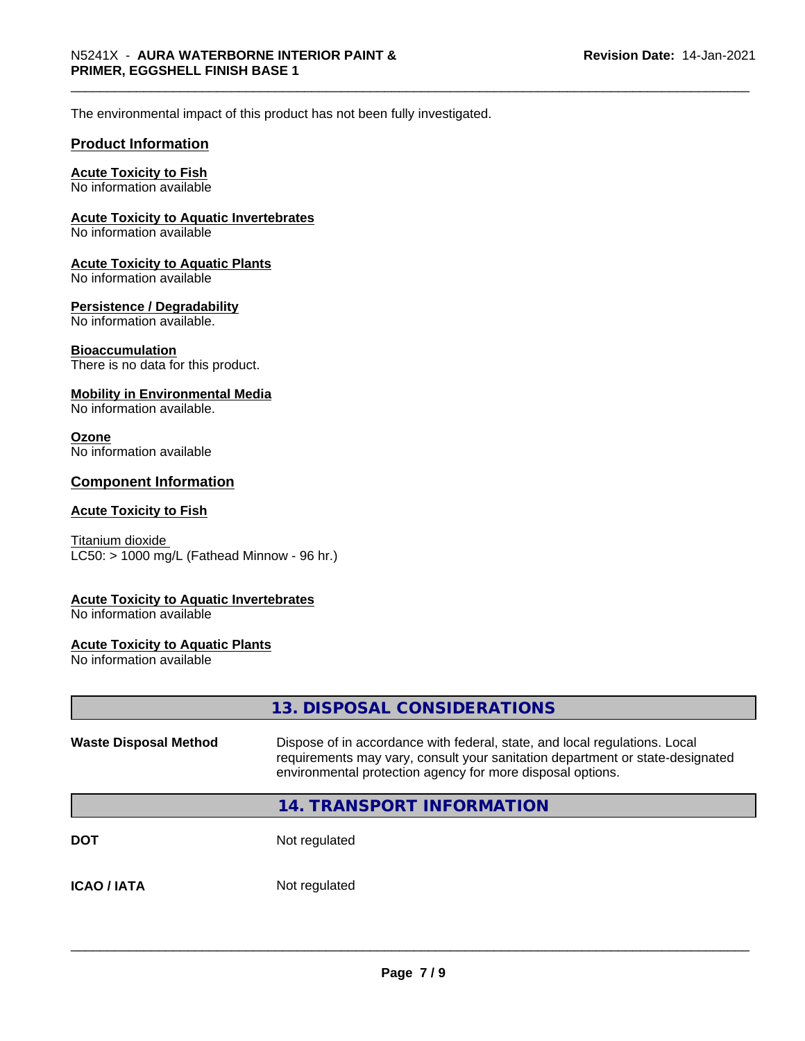The environmental impact of this product has not been fully investigated.

## Product Information

**Acute Toxicity to Fish**
No information available

**Acute Toxicity to Aquatic Invertebrates**
No information available

**Acute Toxicity to Aquatic Plants**
No information available

**Persistence / Degradability**
No information available.

**Bioaccumulation**
There is no data for this product.

**Mobility in Environmental Media**
No information available.

**Ozone**
No information available

## Component Information

**Acute Toxicity to Fish**

Titanium dioxide
LC50: > 1000 mg/L (Fathead Minnow - 96 hr.)

**Acute Toxicity to Aquatic Invertebrates**
No information available

**Acute Toxicity to Aquatic Plants**
No information available

## 13. DISPOSAL CONSIDERATIONS

| | |
|---|---|
| **Waste Disposal Method** | Dispose of in accordance with federal, state, and local regulations. Local requirements may vary, consult your sanitation department or state-designated environmental protection agency for more disposal options. |

## 14. TRANSPORT INFORMATION

| | |
|---|---|
| **DOT** | Not regulated |
| **ICAO / IATA** | Not regulated |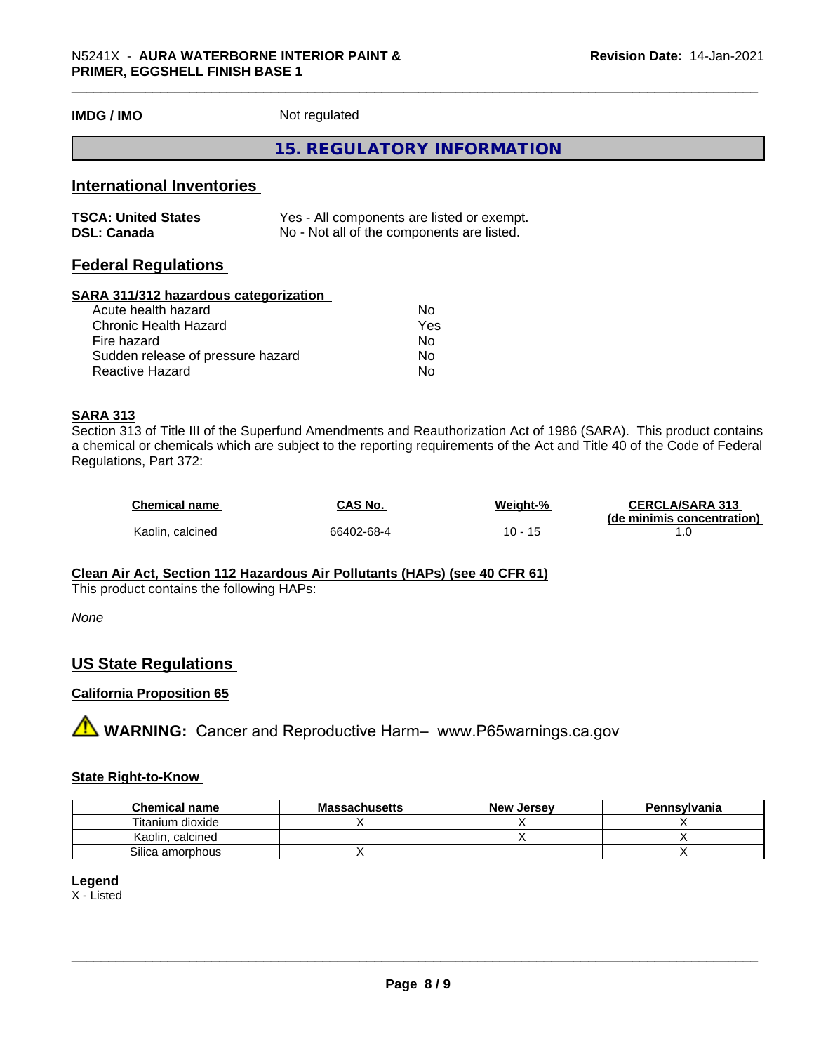**IMDG / IMO** Not regulated

# 15. REGULATORY INFORMATION

## International Inventories

| | |
|---|---|
| **TSCA: United States** | Yes - All components are listed or exempt. |
| **DSL: Canada** | No - Not all of the components are listed. |

## Federal Regulations

### SARA 311/312 hazardous categorization

| | |
|---|---|
| Acute health hazard | No |
| Chronic Health Hazard | Yes |
| Fire hazard | No |
| Sudden release of pressure hazard | No |
| Reactive Hazard | No |

### SARA 313

Section 313 of Title III of the Superfund Amendments and Reauthorization Act of 1986 (SARA). This product contains a chemical or chemicals which are subject to the reporting requirements of the Act and Title 40 of the Code of Federal Regulations, Part 372:

| Chemical name | CAS No. | Weight-% | CERCLA/SARA 313 (de minimis concentration) |
|---|---|---|---|
| Kaolin, calcined | 66402-68-4 | 10 - 15 | 1.0 |

### Clean Air Act, Section 112 Hazardous Air Pollutants (HAPs) (see 40 CFR 61)

This product contains the following HAPs:

*None*

## US State Regulations

### California Proposition 65

**WARNING:** Cancer and Reproductive Harm– www.P65warnings.ca.gov

### State Right-to-Know

| Chemical name | Massachusetts | New Jersey | Pennsylvania |
|---|---|---|---|
| Titanium dioxide | X | X | X |
| Kaolin, calcined | | X | X |
| Silica amorphous | X | | X |

**Legend**
X - Listed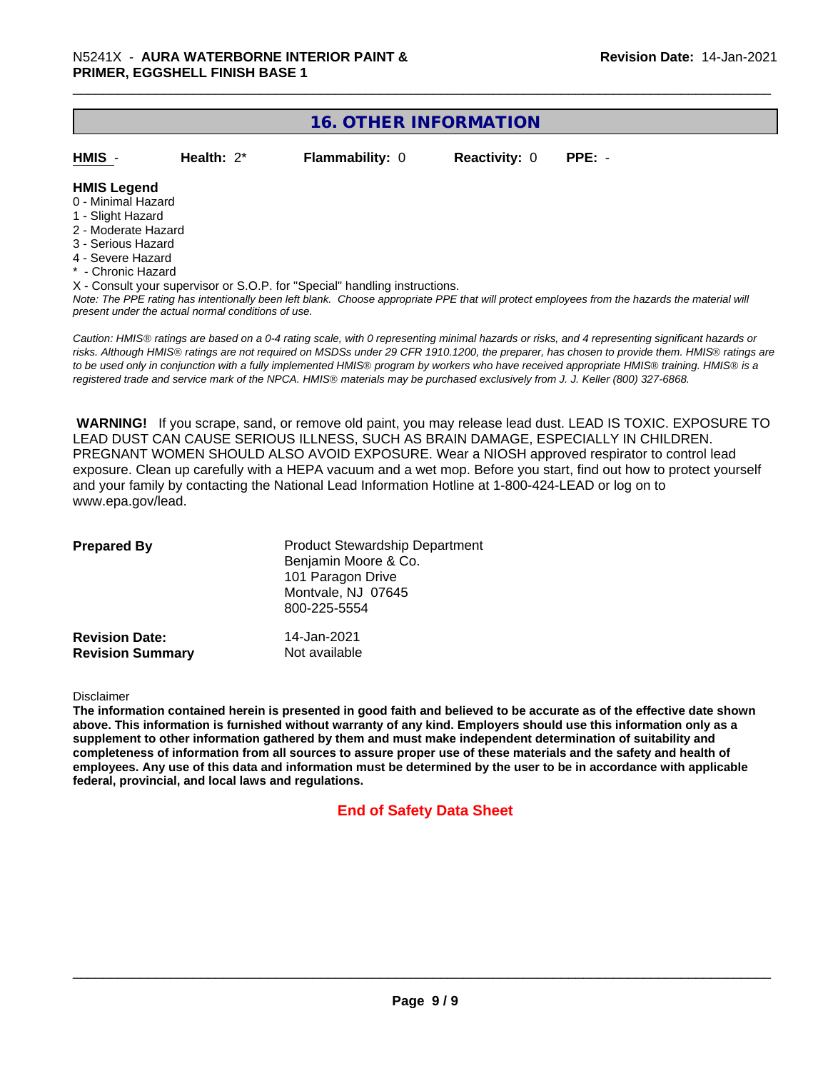## 16. OTHER INFORMATION

| HMIS - | Health: 2* | Flammability: 0 | Reactivity: 0 | PPE: - |
|---|---|---|---|---|

**HMIS Legend**
0 - Minimal Hazard
1 - Slight Hazard
2 - Moderate Hazard
3 - Serious Hazard
4 - Severe Hazard
* - Chronic Hazard
X - Consult your supervisor or S.O.P. for "Special" handling instructions.

*Note: The PPE rating has intentionally been left blank. Choose appropriate PPE that will protect employees from the hazards the material will present under the actual normal conditions of use.*

*Caution: HMIS® ratings are based on a 0-4 rating scale, with 0 representing minimal hazards or risks, and 4 representing significant hazards or risks. Although HMIS® ratings are not required on MSDSs under 29 CFR 1910.1200, the preparer, has chosen to provide them. HMIS® ratings are to be used only in conjunction with a fully implemented HMIS® program by workers who have received appropriate HMIS® training. HMIS® is a registered trade and service mark of the NPCA. HMIS® materials may be purchased exclusively from J. J. Keller (800) 327-6868.*

**WARNING!** If you scrape, sand, or remove old paint, you may release lead dust. LEAD IS TOXIC. EXPOSURE TO LEAD DUST CAN CAUSE SERIOUS ILLNESS, SUCH AS BRAIN DAMAGE, ESPECIALLY IN CHILDREN. PREGNANT WOMEN SHOULD ALSO AVOID EXPOSURE. Wear a NIOSH approved respirator to control lead exposure. Clean up carefully with a HEPA vacuum and a wet mop. Before you start, find out how to protect yourself and your family by contacting the National Lead Information Hotline at 1-800-424-LEAD or log on to www.epa.gov/lead.

| | |
|---|---|
| **Prepared By** | Product Stewardship Department<br>Benjamin Moore & Co.<br>101 Paragon Drive<br>Montvale, NJ 07645<br>800-225-5554 |
| **Revision Date:** | 14-Jan-2021 |
| **Revision Summary** | Not available |

Disclaimer

**The information contained herein is presented in good faith and believed to be accurate as of the effective date shown above. This information is furnished without warranty of any kind. Employers should use this information only as a supplement to other information gathered by them and must make independent determination of suitability and completeness of information from all sources to assure proper use of these materials and the safety and health of employees. Any use of this data and information must be determined by the user to be in accordance with applicable federal, provincial, and local laws and regulations.**

**End of Safety Data Sheet**